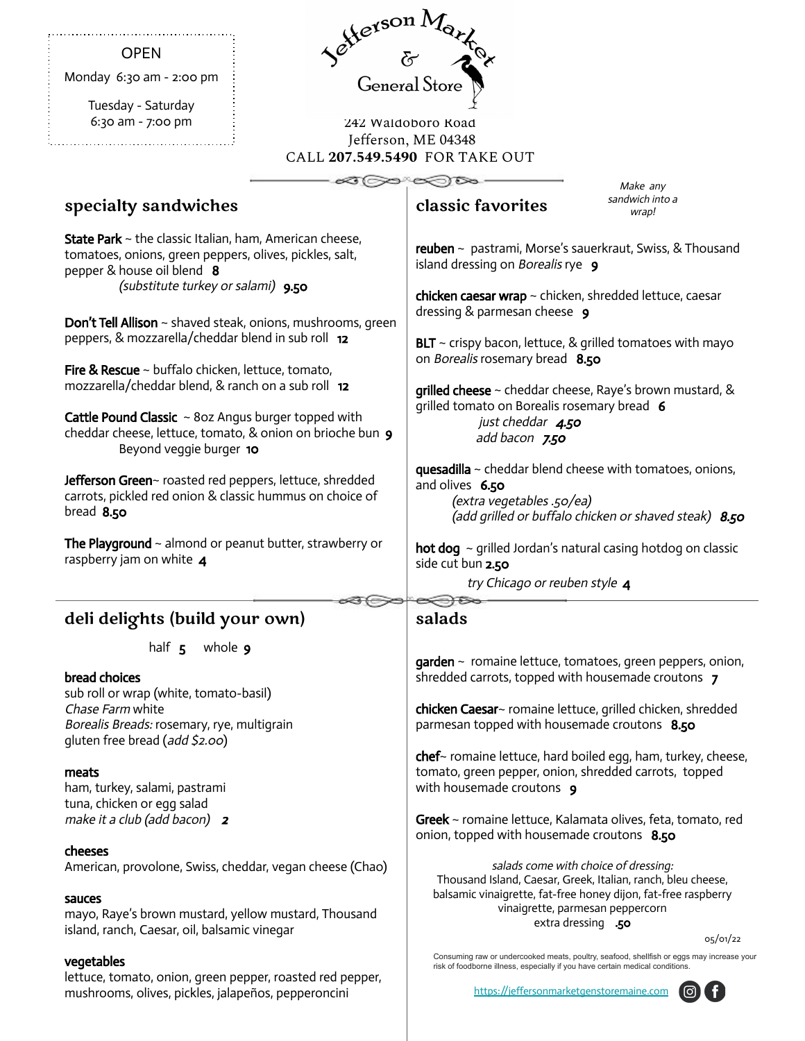# Jefferson Market & General Store

**OPEN**

Monday 6:30 am - 2:00 pm

Tuesday - Saturday
6:30 am - 7:00 pm

242 Waldoboro Road
Jefferson, ME 04348
CALL **207.549.5490** FOR TAKE OUT

## specialty sandwiches

**State Park** ~ the classic Italian, ham, American cheese, tomatoes, onions, green peppers, olives, pickles, salt, pepper & house oil blend **8**
*(substitute turkey or salami)* **9.50**

**Don't Tell Allison** ~ shaved steak, onions, mushrooms, green peppers, & mozzarella/cheddar blend in sub roll **12**

**Fire & Rescue** ~ buffalo chicken, lettuce, tomato, mozzarella/cheddar blend, & ranch on a sub roll **12**

**Cattle Pound Classic** ~ 8oz Angus burger topped with cheddar cheese, lettuce, tomato, & onion on brioche bun **9**
Beyond veggie burger **10**

**Jefferson Green**~ roasted red peppers, lettuce, shredded carrots, pickled red onion & classic hummus on choice of bread **8.50**

**The Playground** ~ almond or peanut butter, strawberry or raspberry jam on white **4**

## classic favorites

*Make any sandwich into a wrap!*

**reuben** ~ pastrami, Morse's sauerkraut, Swiss, & Thousand island dressing on *Borealis* rye **9**

**chicken caesar wrap** ~ chicken, shredded lettuce, caesar dressing & parmesan cheese **9**

**BLT** ~ crispy bacon, lettuce, & grilled tomatoes with mayo on *Borealis* rosemary bread **8.50**

**grilled cheese** ~ cheddar cheese, Raye's brown mustard, & grilled tomato on Borealis rosemary bread **6**
*just cheddar* **4.50**
*add bacon* **7.50**

**quesadilla** ~ cheddar blend cheese with tomatoes, onions, and olives **6.50**
*(extra vegetables .50/ea)*
*(add grilled or buffalo chicken or shaved steak)* **8.50**

**hot dog** ~ grilled Jordan's natural casing hotdog on classic side cut bun **2.50**
*try Chicago or reuben style* **4**

## deli delights (build your own)

half **5** whole **9**

**bread choices**
sub roll or wrap (white, tomato-basil)
*Chase Farm* white
*Borealis Breads:* rosemary, rye, multigrain
gluten free bread (*add $2.00*)

**meats**
ham, turkey, salami, pastrami
tuna, chicken or egg salad
*make it a club (add bacon)* **2**

**cheeses**
American, provolone, Swiss, cheddar, vegan cheese (Chao)

**sauces**
mayo, Raye's brown mustard, yellow mustard, Thousand island, ranch, Caesar, oil, balsamic vinegar

**vegetables**
lettuce, tomato, onion, green pepper, roasted red pepper, mushrooms, olives, pickles, jalapeños, pepperoncini

## salads

**garden** ~ romaine lettuce, tomatoes, green peppers, onion, shredded carrots, topped with housemade croutons **7**

**chicken Caesar**~ romaine lettuce, grilled chicken, shredded parmesan topped with housemade croutons **8.50**

**chef**~ romaine lettuce, hard boiled egg, ham, turkey, cheese, tomato, green pepper, onion, shredded carrots, topped with housemade croutons **9**

**Greek** ~ romaine lettuce, Kalamata olives, feta, tomato, red onion, topped with housemade croutons **8.50**

*salads come with choice of dressing:*
Thousand Island, Caesar, Greek, Italian, ranch, bleu cheese, balsamic vinaigrette, fat-free honey dijon, fat-free raspberry vinaigrette, parmesan peppercorn
extra dressing **.50**

05/01/22

Consuming raw or undercooked meats, poultry, seafood, shellfish or eggs may increase your risk of foodborne illness, especially if you have certain medical conditions.

https://jeffersonmarketgenstoremaine.com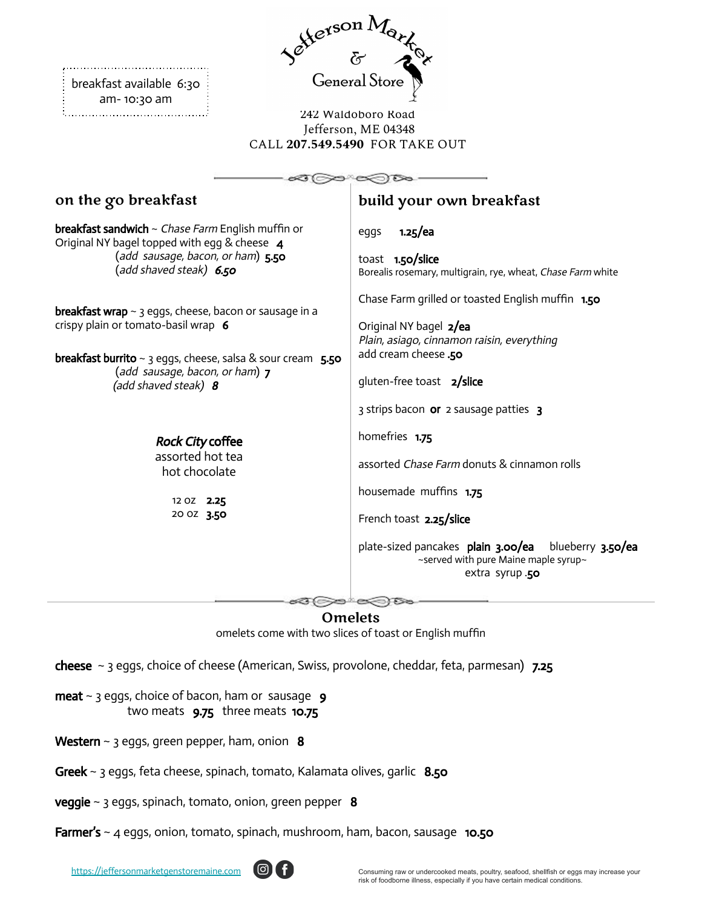breakfast available 6:30 am- 10:30 am

# Jefferson Market & General Store

242 Waldoboro Road
Jefferson, ME 04348
CALL **207.549.5490** FOR TAKE OUT

## on the go breakfast

**breakfast sandwich** ~ *Chase Farm* English muffin or Original NY bagel topped with egg & cheese **4**
(*add sausage, bacon, or ham*) **5.50**
(*add shaved steak*) ***6.50***

**breakfast wrap** ~ 3 eggs, cheese, bacon or sausage in a crispy plain or tomato-basil wrap **6**

**breakfast burrito** ~ 3 eggs, cheese, salsa & sour cream **5.50**
(*add sausage, bacon, or ham*) ***7***
(*add shaved steak*) ***8***

***Rock City* coffee**
assorted hot tea
hot chocolate

12 oz **2.25**
20 oz **3.50**

## build your own breakfast

eggs **1.25/ea**

toast **1.50/slice**
Borealis rosemary, multigrain, rye, wheat, *Chase Farm* white

Chase Farm grilled or toasted English muffin **1.50**

Original NY bagel **2/ea**
*Plain, asiago, cinnamon raisin, everything*
add cream cheese **.50**

gluten-free toast **2/slice**

3 strips bacon **or** 2 sausage patties **3**

homefries **1.75**

assorted *Chase Farm* donuts & cinnamon rolls

housemade muffins **1.75**

French toast **2.25/slice**

plate-sized pancakes **plain 3.00/ea** blueberry **3.50/ea**
~served with pure Maine maple syrup~
extra syrup **.50**

## Omelets

omelets come with two slices of toast or English muffin

**cheese** ~ 3 eggs, choice of cheese (American, Swiss, provolone, cheddar, feta, parmesan) **7.25**

**meat** ~ 3 eggs, choice of bacon, ham or sausage **9**
two meats **9.75** three meats **10.75**

**Western** ~ 3 eggs, green pepper, ham, onion **8**

**Greek** ~ 3 eggs, feta cheese, spinach, tomato, Kalamata olives, garlic **8.50**

**veggie** ~ 3 eggs, spinach, tomato, onion, green pepper **8**

**Farmer's** ~ 4 eggs, onion, tomato, spinach, mushroom, ham, bacon, sausage **10.50**

https://jeffersonmarketgenstoremaine.com

Consuming raw or undercooked meats, poultry, seafood, shellfish or eggs may increase your risk of foodborne illness, especially if you have certain medical conditions.